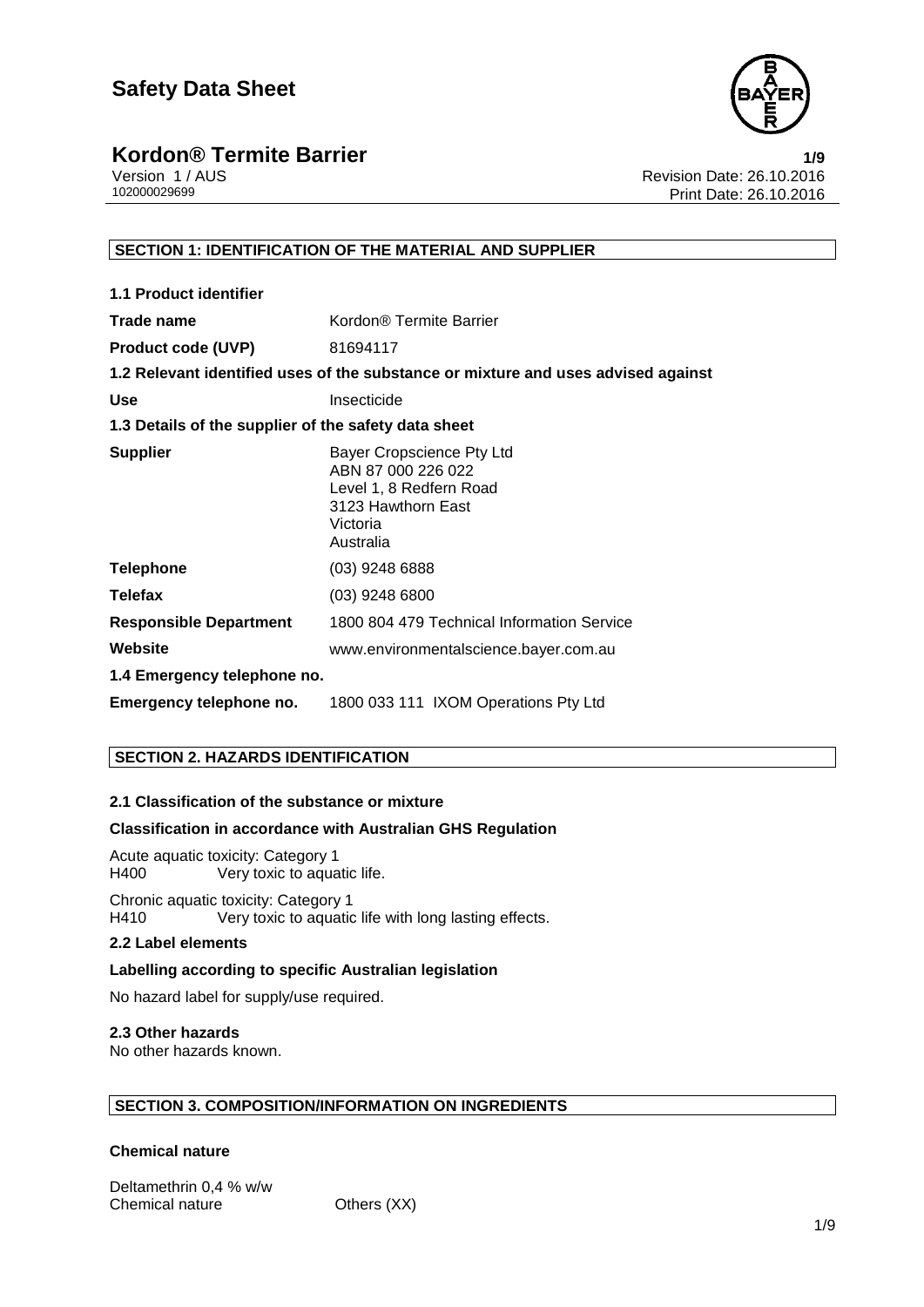# Safety Data Sheet

**Kordon® Termite Barrier**

Version 1 / AUS
102000029699

Revision Date: 26.10.2016
Print Date: 26.10.2016

## SECTION 1: IDENTIFICATION OF THE MATERIAL AND SUPPLIER

**1.1 Product identifier**

| | |
|---|---|
| **Trade name** | Kordon® Termite Barrier |
| **Product code (UVP)** | 81694117 |

**1.2 Relevant identified uses of the substance or mixture and uses advised against**

| | |
|---|---|
| **Use** | Insecticide |

**1.3 Details of the supplier of the safety data sheet**

| | |
|---|---|
| **Supplier** | Bayer Cropscience Pty Ltd<br>ABN 87 000 226 022<br>Level 1, 8 Redfern Road<br>3123 Hawthorn East<br>Victoria<br>Australia |
| **Telephone** | (03) 9248 6888 |
| **Telefax** | (03) 9248 6800 |
| **Responsible Department** | 1800 804 479 Technical Information Service |
| **Website** | www.environmentalscience.bayer.com.au |

**1.4 Emergency telephone no.**

| | |
|---|---|
| **Emergency telephone no.** | 1800 033 111 IXOM Operations Pty Ltd |

## SECTION 2. HAZARDS IDENTIFICATION

**2.1 Classification of the substance or mixture**

**Classification in accordance with Australian GHS Regulation**

Acute aquatic toxicity: Category 1
H400 Very toxic to aquatic life.

Chronic aquatic toxicity: Category 1
H410 Very toxic to aquatic life with long lasting effects.

**2.2 Label elements**

**Labelling according to specific Australian legislation**

No hazard label for supply/use required.

**2.3 Other hazards**
No other hazards known.

## SECTION 3. COMPOSITION/INFORMATION ON INGREDIENTS

**Chemical nature**

Deltamethrin 0,4 % w/w
Chemical nature Others (XX)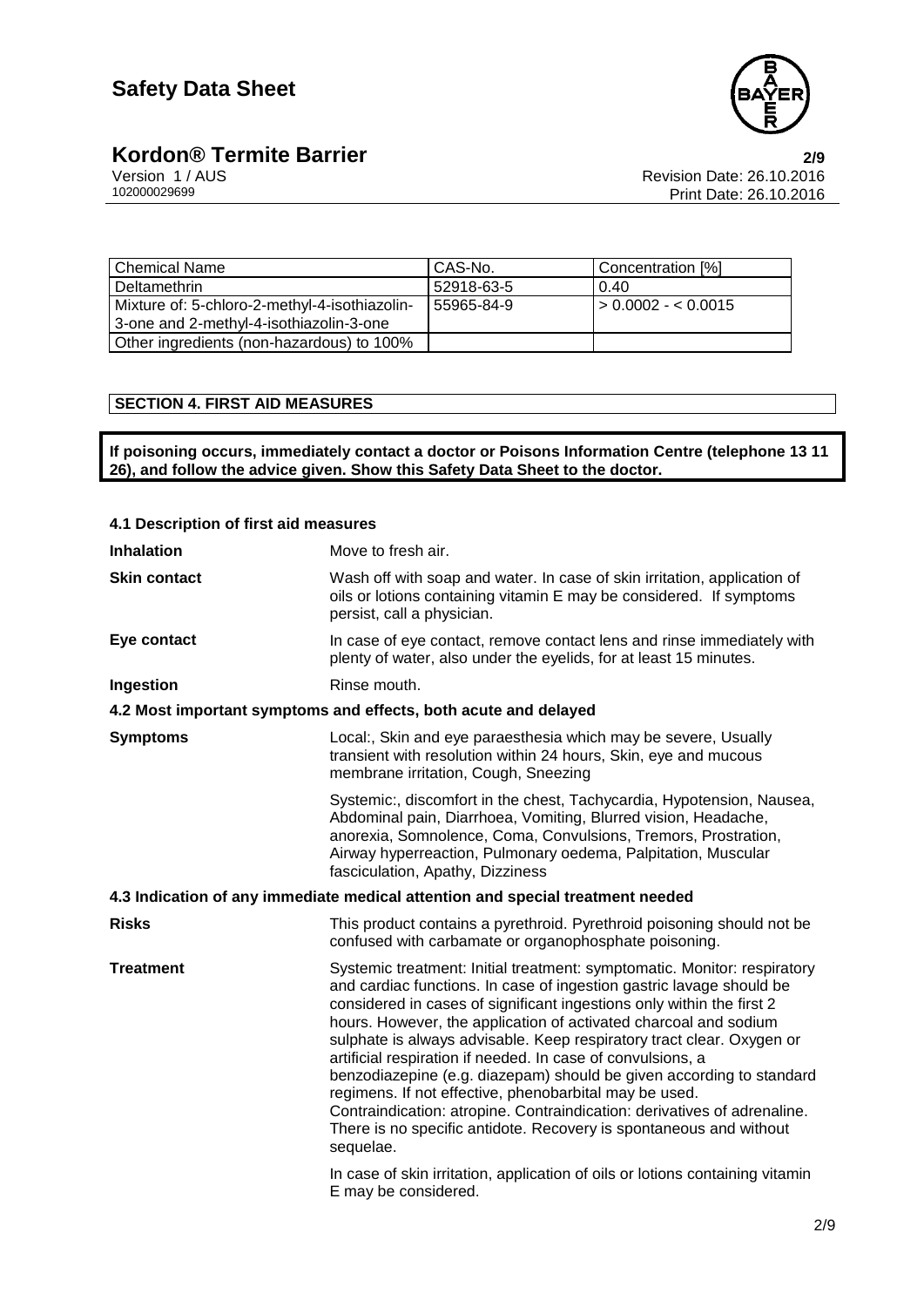| Chemical Name | CAS-No. | Concentration [%] |
|---|---|---|
| Deltamethrin | 52918-63-5 | 0.40 |
| Mixture of: 5-chloro-2-methyl-4-isothiazolin-3-one and 2-methyl-4-isothiazolin-3-one | 55965-84-9 | > 0.0002 - < 0.0015 |
| Other ingredients (non-hazardous) to 100% | | |

## SECTION 4. FIRST AID MEASURES

**If poisoning occurs, immediately contact a doctor or Poisons Information Centre (telephone 13 11 26), and follow the advice given. Show this Safety Data Sheet to the doctor.**

### 4.1 Description of first aid measures

**Inhalation** Move to fresh air.

**Skin contact** Wash off with soap and water. In case of skin irritation, application of oils or lotions containing vitamin E may be considered. If symptoms persist, call a physician.

**Eye contact** In case of eye contact, remove contact lens and rinse immediately with plenty of water, also under the eyelids, for at least 15 minutes.

**Ingestion** Rinse mouth.

### 4.2 Most important symptoms and effects, both acute and delayed

**Symptoms** Local:, Skin and eye paraesthesia which may be severe, Usually transient with resolution within 24 hours, Skin, eye and mucous membrane irritation, Cough, Sneezing

Systemic:, discomfort in the chest, Tachycardia, Hypotension, Nausea, Abdominal pain, Diarrhoea, Vomiting, Blurred vision, Headache, anorexia, Somnolence, Coma, Convulsions, Tremors, Prostration, Airway hyperreaction, Pulmonary oedema, Palpitation, Muscular fasciculation, Apathy, Dizziness

### 4.3 Indication of any immediate medical attention and special treatment needed

**Risks** This product contains a pyrethroid. Pyrethroid poisoning should not be confused with carbamate or organophosphate poisoning.

**Treatment** Systemic treatment: Initial treatment: symptomatic. Monitor: respiratory and cardiac functions. In case of ingestion gastric lavage should be considered in cases of significant ingestions only within the first 2 hours. However, the application of activated charcoal and sodium sulphate is always advisable. Keep respiratory tract clear. Oxygen or artificial respiration if needed. In case of convulsions, a benzodiazepine (e.g. diazepam) should be given according to standard regimens. If not effective, phenobarbital may be used. Contraindication: atropine. Contraindication: derivatives of adrenaline. There is no specific antidote. Recovery is spontaneous and without sequelae.

In case of skin irritation, application of oils or lotions containing vitamin E may be considered.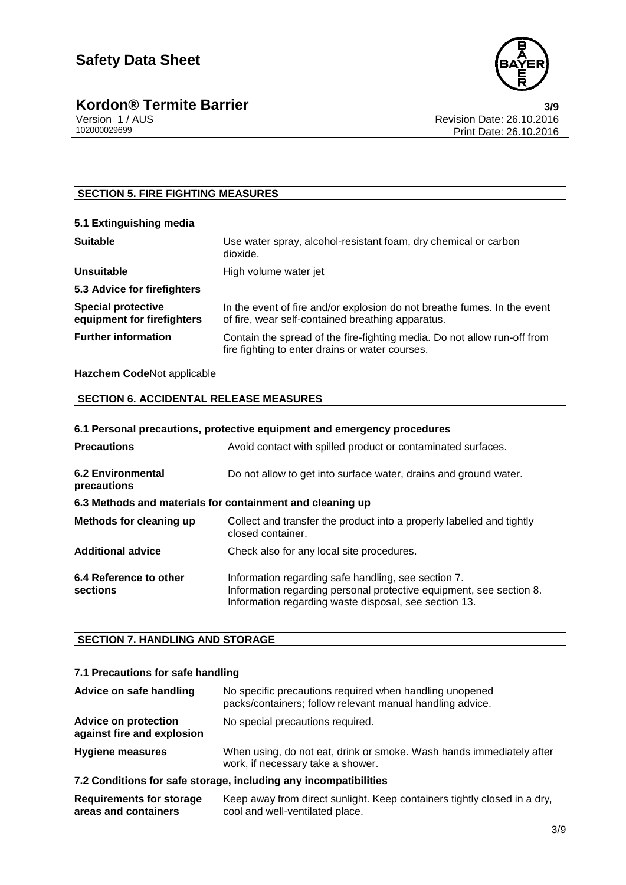## SECTION 5. FIRE FIGHTING MEASURES

### 5.1 Extinguishing media

| | |
|---|---|
| **Suitable** | Use water spray, alcohol-resistant foam, dry chemical or carbon dioxide. |
| **Unsuitable** | High volume water jet |

### 5.3 Advice for firefighters

| | |
|---|---|
| **Special protective equipment for firefighters** | In the event of fire and/or explosion do not breathe fumes. In the event of fire, wear self-contained breathing apparatus. |
| **Further information** | Contain the spread of the fire-fighting media. Do not allow run-off from fire fighting to enter drains or water courses. |

**Hazchem Code**Not applicable

## SECTION 6. ACCIDENTAL RELEASE MEASURES

### 6.1 Personal precautions, protective equipment and emergency procedures

| | |
|---|---|
| **Precautions** | Avoid contact with spilled product or contaminated surfaces. |
| **6.2 Environmental precautions** | Do not allow to get into surface water, drains and ground water. |

### 6.3 Methods and materials for containment and cleaning up

| | |
|---|---|
| **Methods for cleaning up** | Collect and transfer the product into a properly labelled and tightly closed container. |
| **Additional advice** | Check also for any local site procedures. |
| **6.4 Reference to other sections** | Information regarding safe handling, see section 7.<br>Information regarding personal protective equipment, see section 8.<br>Information regarding waste disposal, see section 13. |

## SECTION 7. HANDLING AND STORAGE

### 7.1 Precautions for safe handling

| | |
|---|---|
| **Advice on safe handling** | No specific precautions required when handling unopened packs/containers; follow relevant manual handling advice. |
| **Advice on protection against fire and explosion** | No special precautions required. |
| **Hygiene measures** | When using, do not eat, drink or smoke. Wash hands immediately after work, if necessary take a shower. |

### 7.2 Conditions for safe storage, including any incompatibilities

| | |
|---|---|
| **Requirements for storage areas and containers** | Keep away from direct sunlight. Keep containers tightly closed in a dry, cool and well-ventilated place. |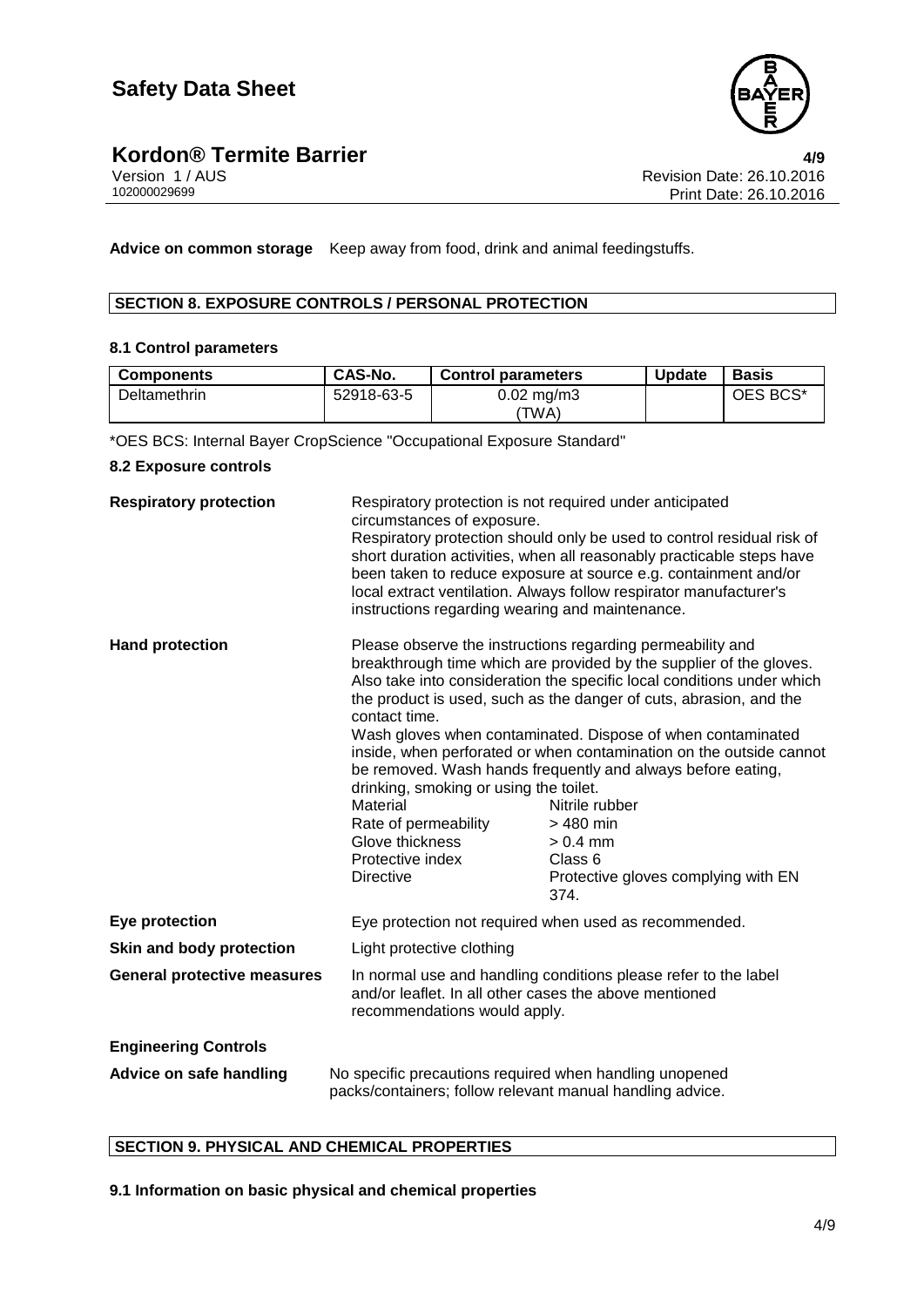**Advice on common storage** Keep away from food, drink and animal feedingstuffs.

## SECTION 8. EXPOSURE CONTROLS / PERSONAL PROTECTION

### 8.1 Control parameters

| Components | CAS-No. | Control parameters | Update | Basis |
|---|---|---|---|---|
| Deltamethrin | 52918-63-5 | 0.02 mg/m3 (TWA) | | OES BCS* |

*OES BCS: Internal Bayer CropScience "Occupational Exposure Standard"

### 8.2 Exposure controls

**Respiratory protection**

Respiratory protection is not required under anticipated circumstances of exposure.
Respiratory protection should only be used to control residual risk of short duration activities, when all reasonably practicable steps have been taken to reduce exposure at source e.g. containment and/or local extract ventilation. Always follow respirator manufacturer's instructions regarding wearing and maintenance.

**Hand protection**

Please observe the instructions regarding permeability and breakthrough time which are provided by the supplier of the gloves. Also take into consideration the specific local conditions under which the product is used, such as the danger of cuts, abrasion, and the contact time.
Wash gloves when contaminated. Dispose of when contaminated inside, when perforated or when contamination on the outside cannot be removed. Wash hands frequently and always before eating, drinking, smoking or using the toilet.

| | |
|---|---|
| Material | Nitrile rubber |
| Rate of permeability | > 480 min |
| Glove thickness | > 0.4 mm |
| Protective index | Class 6 |
| Directive | Protective gloves complying with EN 374. |

**Eye protection** Eye protection not required when used as recommended.

**Skin and body protection** Light protective clothing

**General protective measures** In normal use and handling conditions please refer to the label and/or leaflet. In all other cases the above mentioned recommendations would apply.

**Engineering Controls**

**Advice on safe handling** No specific precautions required when handling unopened packs/containers; follow relevant manual handling advice.

## SECTION 9. PHYSICAL AND CHEMICAL PROPERTIES

### 9.1 Information on basic physical and chemical properties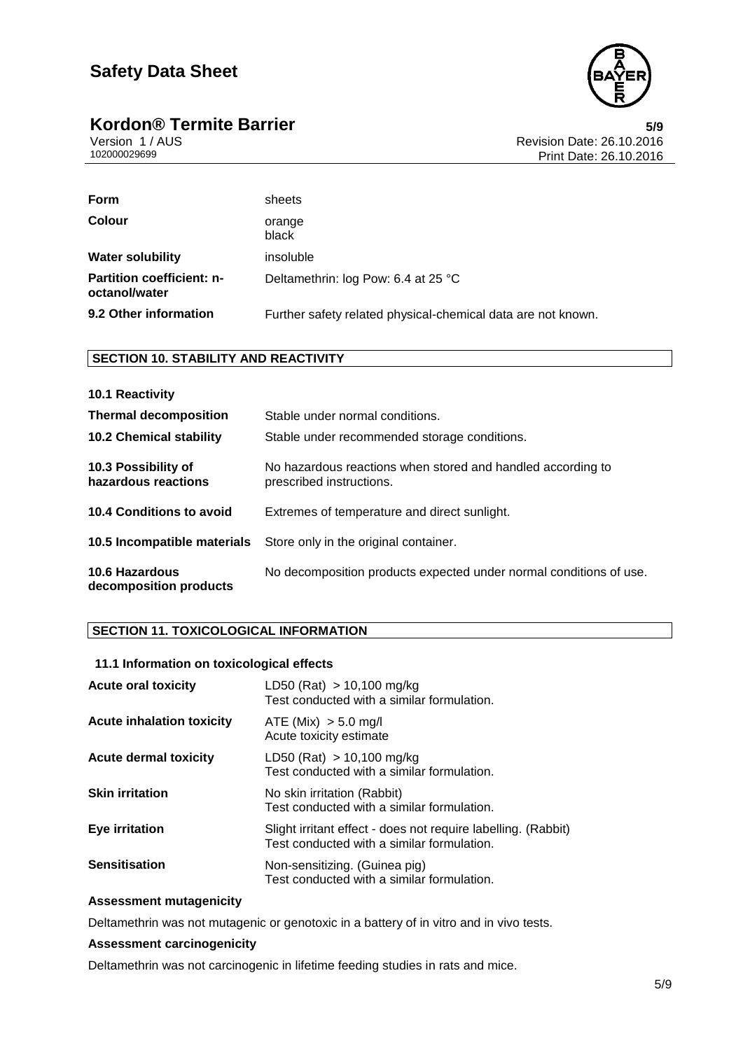| | |
|---|---|
| **Form** | sheets |
| **Colour** | orange<br>black |
| **Water solubility** | insoluble |
| **Partition coefficient: n-octanol/water** | Deltamethrin: log Pow: 6.4 at 25 °C |
| **9.2 Other information** | Further safety related physical-chemical data are not known. |

## SECTION 10. STABILITY AND REACTIVITY

| | |
|---|---|
| **10.1 Reactivity** | |
| **Thermal decomposition** | Stable under normal conditions. |
| **10.2 Chemical stability** | Stable under recommended storage conditions. |
| **10.3 Possibility of hazardous reactions** | No hazardous reactions when stored and handled according to prescribed instructions. |
| **10.4 Conditions to avoid** | Extremes of temperature and direct sunlight. |
| **10.5 Incompatible materials** | Store only in the original container. |
| **10.6 Hazardous decomposition products** | No decomposition products expected under normal conditions of use. |

## SECTION 11. TOXICOLOGICAL INFORMATION

### 11.1 Information on toxicological effects

| | |
|---|---|
| **Acute oral toxicity** | LD50 (Rat) > 10,100 mg/kg<br>Test conducted with a similar formulation. |
| **Acute inhalation toxicity** | ATE (Mix) > 5.0 mg/l<br>Acute toxicity estimate |
| **Acute dermal toxicity** | LD50 (Rat) > 10,100 mg/kg<br>Test conducted with a similar formulation. |
| **Skin irritation** | No skin irritation (Rabbit)<br>Test conducted with a similar formulation. |
| **Eye irritation** | Slight irritant effect - does not require labelling. (Rabbit)<br>Test conducted with a similar formulation. |
| **Sensitisation** | Non-sensitizing. (Guinea pig)<br>Test conducted with a similar formulation. |

**Assessment mutagenicity**

Deltamethrin was not mutagenic or genotoxic in a battery of in vitro and in vivo tests.

**Assessment carcinogenicity**

Deltamethrin was not carcinogenic in lifetime feeding studies in rats and mice.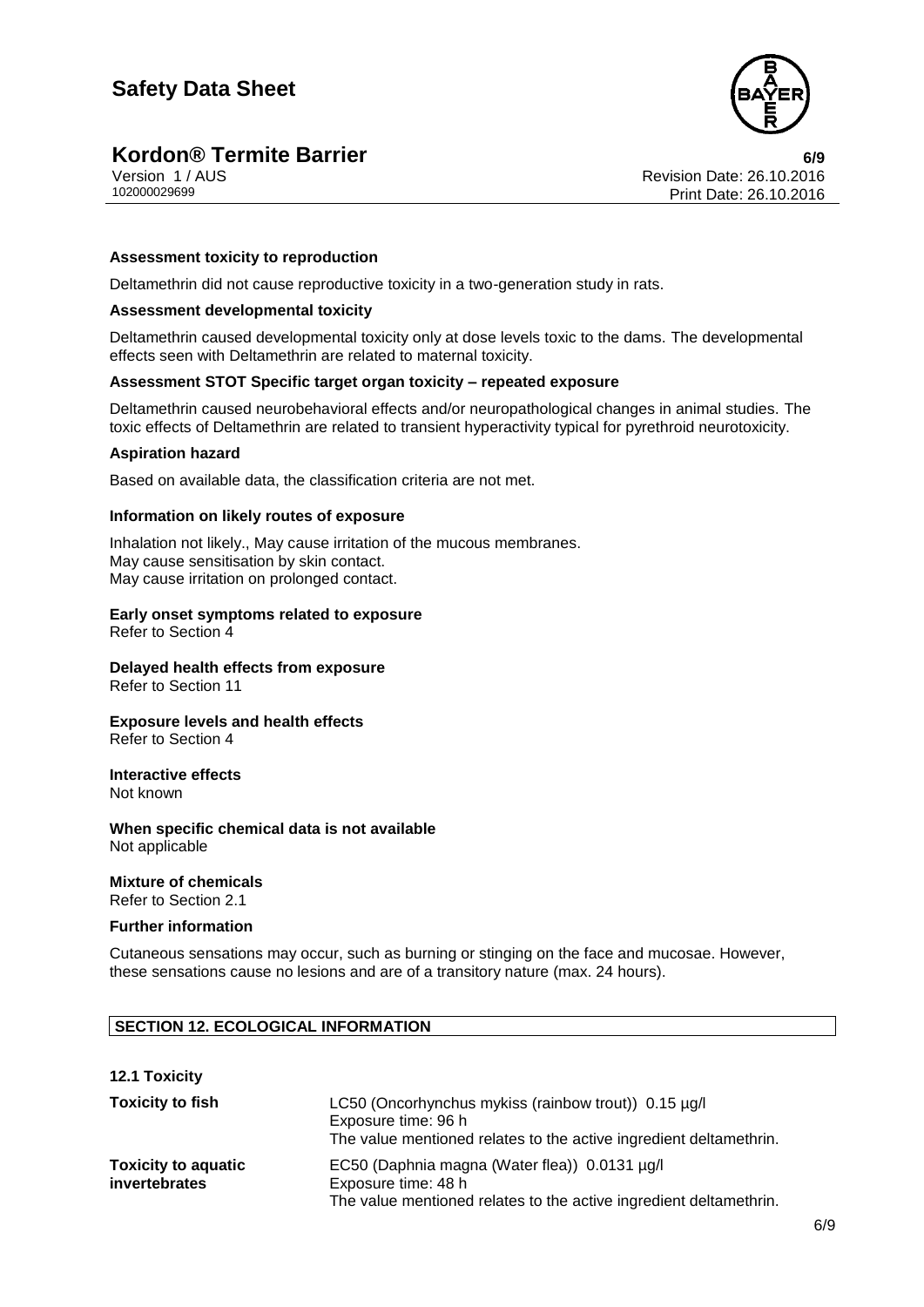**Assessment toxicity to reproduction**

Deltamethrin did not cause reproductive toxicity in a two-generation study in rats.

**Assessment developmental toxicity**

Deltamethrin caused developmental toxicity only at dose levels toxic to the dams. The developmental effects seen with Deltamethrin are related to maternal toxicity.

**Assessment STOT Specific target organ toxicity – repeated exposure**

Deltamethrin caused neurobehavioral effects and/or neuropathological changes in animal studies. The toxic effects of Deltamethrin are related to transient hyperactivity typical for pyrethroid neurotoxicity.

**Aspiration hazard**

Based on available data, the classification criteria are not met.

**Information on likely routes of exposure**

Inhalation not likely., May cause irritation of the mucous membranes.
May cause sensitisation by skin contact.
May cause irritation on prolonged contact.

**Early onset symptoms related to exposure**
Refer to Section 4

**Delayed health effects from exposure**
Refer to Section 11

**Exposure levels and health effects**
Refer to Section 4

**Interactive effects**
Not known

**When specific chemical data is not available**
Not applicable

**Mixture of chemicals**
Refer to Section 2.1

**Further information**

Cutaneous sensations may occur, such as burning or stinging on the face and mucosae. However, these sensations cause no lesions and are of a transitory nature (max. 24 hours).

## SECTION 12. ECOLOGICAL INFORMATION

**12.1 Toxicity**

| | |
|---|---|
| **Toxicity to fish** | LC50 (Oncorhynchus mykiss (rainbow trout)) 0.15 µg/l<br>Exposure time: 96 h<br>The value mentioned relates to the active ingredient deltamethrin. |
| **Toxicity to aquatic invertebrates** | EC50 (Daphnia magna (Water flea)) 0.0131 µg/l<br>Exposure time: 48 h<br>The value mentioned relates to the active ingredient deltamethrin. |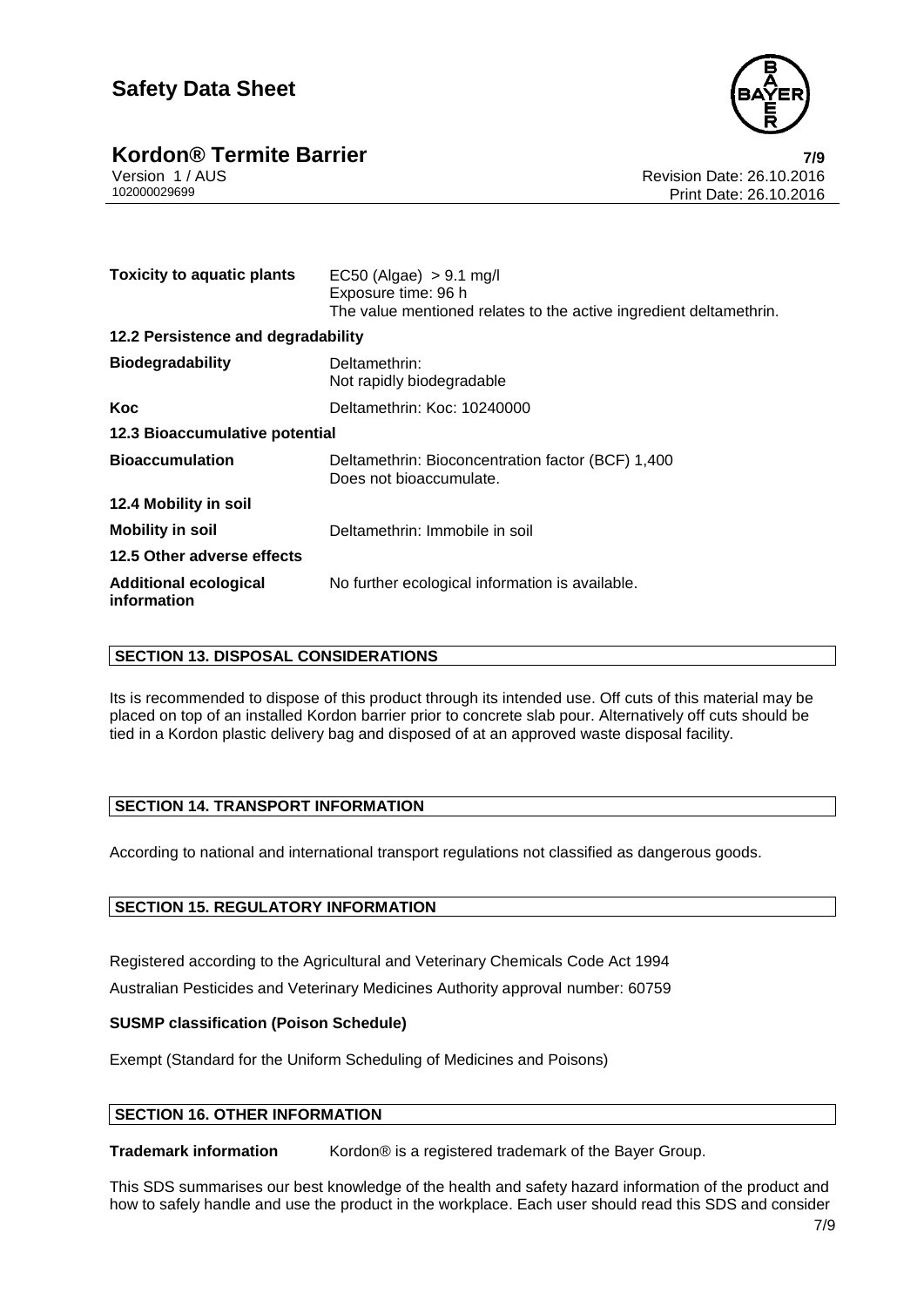| | |
|---|---|
| **Toxicity to aquatic plants** | EC50 (Algae) > 9.1 mg/l<br>Exposure time: 96 h<br>The value mentioned relates to the active ingredient deltamethrin. |

**12.2 Persistence and degradability**

| | |
|---|---|
| **Biodegradability** | Deltamethrin:<br>Not rapidly biodegradable |
| **Koc** | Deltamethrin: Koc: 10240000 |

**12.3 Bioaccumulative potential**

| | |
|---|---|
| **Bioaccumulation** | Deltamethrin: Bioconcentration factor (BCF) 1,400<br>Does not bioaccumulate. |

**12.4 Mobility in soil**

| | |
|---|---|
| **Mobility in soil** | Deltamethrin: Immobile in soil |

**12.5 Other adverse effects**

| | |
|---|---|
| **Additional ecological information** | No further ecological information is available. |

## SECTION 13. DISPOSAL CONSIDERATIONS

Its is recommended to dispose of this product through its intended use. Off cuts of this material may be placed on top of an installed Kordon barrier prior to concrete slab pour. Alternatively off cuts should be tied in a Kordon plastic delivery bag and disposed of at an approved waste disposal facility.

## SECTION 14. TRANSPORT INFORMATION

According to national and international transport regulations not classified as dangerous goods.

## SECTION 15. REGULATORY INFORMATION

Registered according to the Agricultural and Veterinary Chemicals Code Act 1994

Australian Pesticides and Veterinary Medicines Authority approval number: 60759

**SUSMP classification (Poison Schedule)**

Exempt (Standard for the Uniform Scheduling of Medicines and Poisons)

## SECTION 16. OTHER INFORMATION

**Trademark information** Kordon® is a registered trademark of the Bayer Group.

This SDS summarises our best knowledge of the health and safety hazard information of the product and how to safely handle and use the product in the workplace. Each user should read this SDS and consider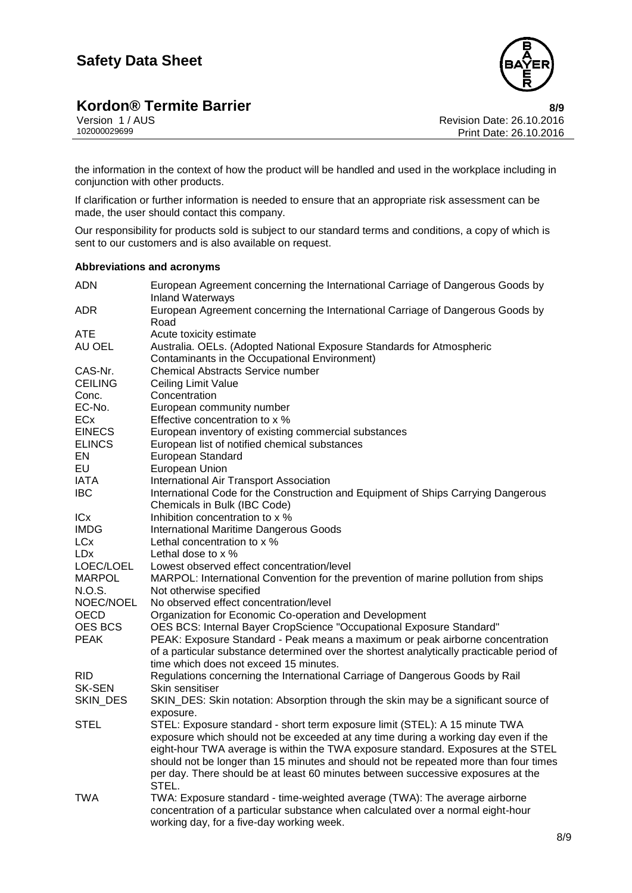the information in the context of how the product will be handled and used in the workplace including in conjunction with other products.

If clarification or further information is needed to ensure that an appropriate risk assessment can be made, the user should contact this company.

Our responsibility for products sold is subject to our standard terms and conditions, a copy of which is sent to our customers and is also available on request.

**Abbreviations and acronyms**

| | |
|---|---|
| ADN | European Agreement concerning the International Carriage of Dangerous Goods by Inland Waterways |
| ADR | European Agreement concerning the International Carriage of Dangerous Goods by Road |
| ATE | Acute toxicity estimate |
| AU OEL | Australia. OELs. (Adopted National Exposure Standards for Atmospheric Contaminants in the Occupational Environment) |
| CAS-Nr. | Chemical Abstracts Service number |
| CEILING | Ceiling Limit Value |
| Conc. | Concentration |
| EC-No. | European community number |
| ECx | Effective concentration to x % |
| EINECS | European inventory of existing commercial substances |
| ELINCS | European list of notified chemical substances |
| EN | European Standard |
| EU | European Union |
| IATA | International Air Transport Association |
| IBC | International Code for the Construction and Equipment of Ships Carrying Dangerous Chemicals in Bulk (IBC Code) |
| ICx | Inhibition concentration to x % |
| IMDG | International Maritime Dangerous Goods |
| LCx | Lethal concentration to x % |
| LDx | Lethal dose to x % |
| LOEC/LOEL | Lowest observed effect concentration/level |
| MARPOL | MARPOL: International Convention for the prevention of marine pollution from ships |
| N.O.S. | Not otherwise specified |
| NOEC/NOEL | No observed effect concentration/level |
| OECD | Organization for Economic Co-operation and Development |
| OES BCS | OES BCS: Internal Bayer CropScience "Occupational Exposure Standard" |
| PEAK | PEAK: Exposure Standard - Peak means a maximum or peak airborne concentration of a particular substance determined over the shortest analytically practicable period of time which does not exceed 15 minutes. |
| RID | Regulations concerning the International Carriage of Dangerous Goods by Rail |
| SK-SEN | Skin sensitiser |
| SKIN_DES | SKIN_DES: Skin notation: Absorption through the skin may be a significant source of exposure. |
| STEL | STEL: Exposure standard - short term exposure limit (STEL): A 15 minute TWA exposure which should not be exceeded at any time during a working day even if the eight-hour TWA average is within the TWA exposure standard. Exposures at the STEL should not be longer than 15 minutes and should not be repeated more than four times per day. There should be at least 60 minutes between successive exposures at the STEL. |
| TWA | TWA: Exposure standard - time-weighted average (TWA): The average airborne concentration of a particular substance when calculated over a normal eight-hour working day, for a five-day working week. |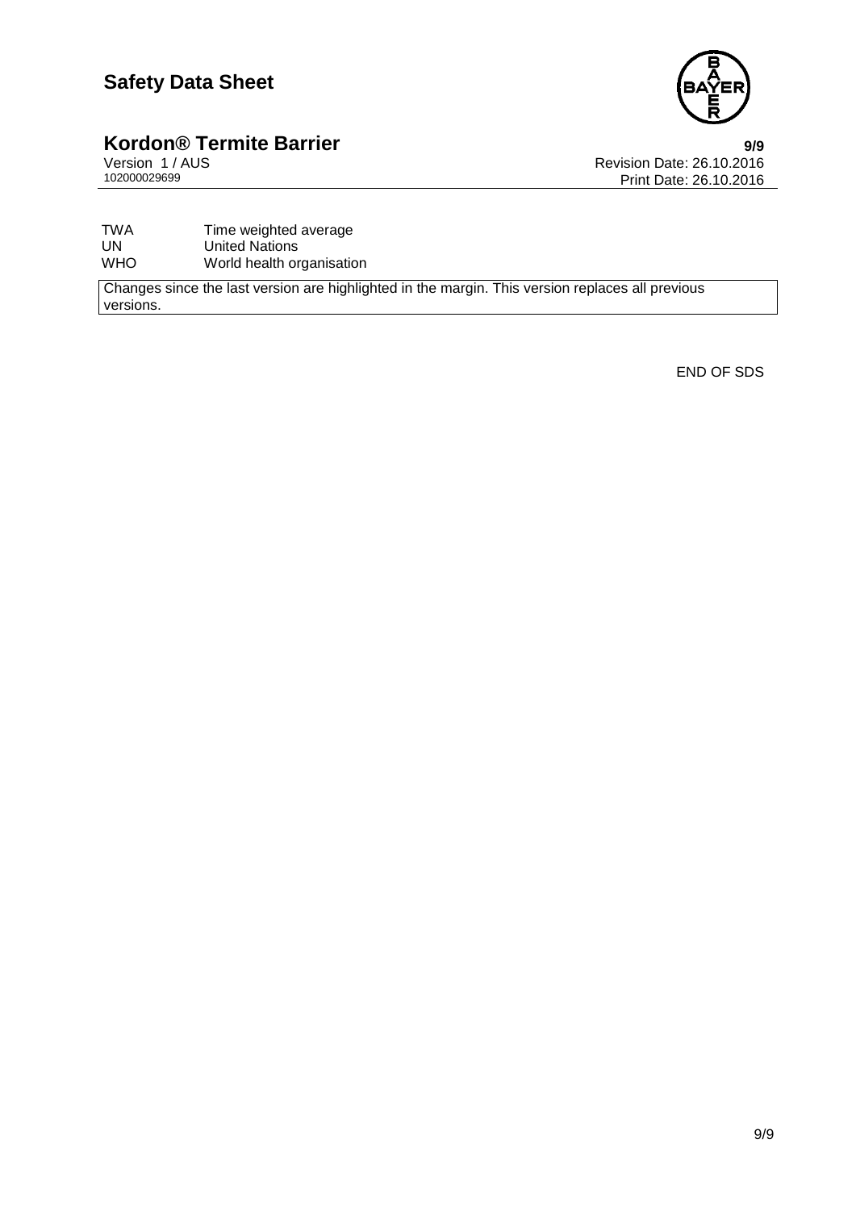| | |
|---|---|
| TWA | Time weighted average |
| UN | United Nations |
| WHO | World health organisation |

Changes since the last version are highlighted in the margin. This version replaces all previous versions.

END OF SDS